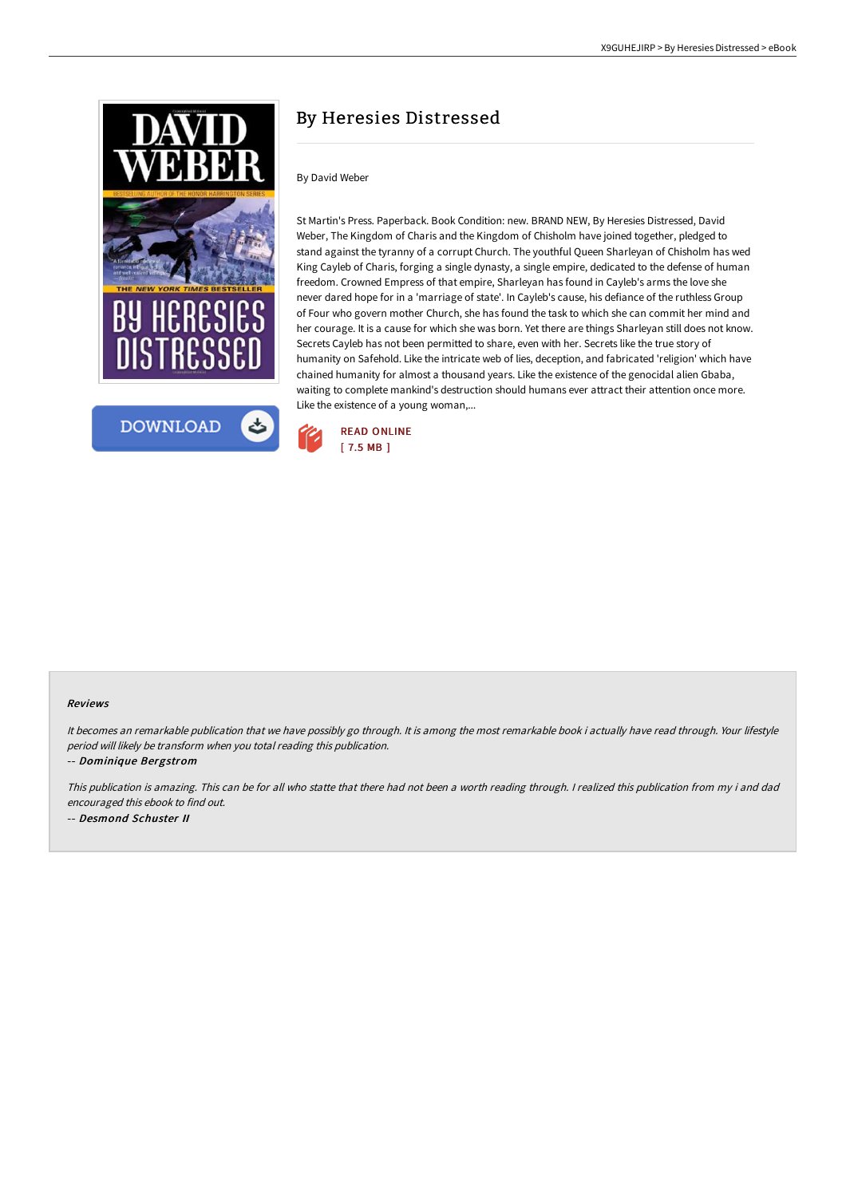# By Heresies Distressed

By David Weber

St Martin's Press. Paperback. Book Condition: new. BRAND NEW, By Heresies Distressed, David Weber, The Kingdom of Charis and the Kingdom of Chisholm have joined together, pledged to stand against the tyranny of a corrupt Church. The youthful Queen Sharleyan of Chisholm has wed King Cayleb of Charis, forging a single dynasty, a single empire, dedicated to the defense of human freedom. Crowned Empress of that empire, Sharleyan has found in Cayleb's arms the love she never dared hope for in a 'marriage of state'. In Cayleb's cause, his defiance of the ruthless Group of Four who govern mother Church, she has found the task to which she can commit her mind and her courage. It is a cause for which she was born. Yet there are things Sharleyan still does not know. Secrets Cayleb has not been permitted to share, even with her. Secrets like the true story of humanity on Safehold. Like the intricate web of lies, deception, and fabricated 'religion' which have chained humanity for almost a thousand years. Like the existence of the genocidal alien Gbaba, waiting to complete mankind's destruction should humans ever attract their attention once more. Like the existence of a young woman,...

READ ONLINE
[ 7.5 MB ]

DOWNLOAD

### Reviews

*It becomes an remarkable publication that we have possibly go through. It is among the most remarkable book i actually have read through. Your lifestyle period will likely be transform when you total reading this publication.*

*-- **Dominique Bergstrom***

*This publication is amazing. This can be for all who statte that there had not been a worth reading through. I realized this publication from my i and dad encouraged this ebook to find out.*

*-- **Desmond Schuster II***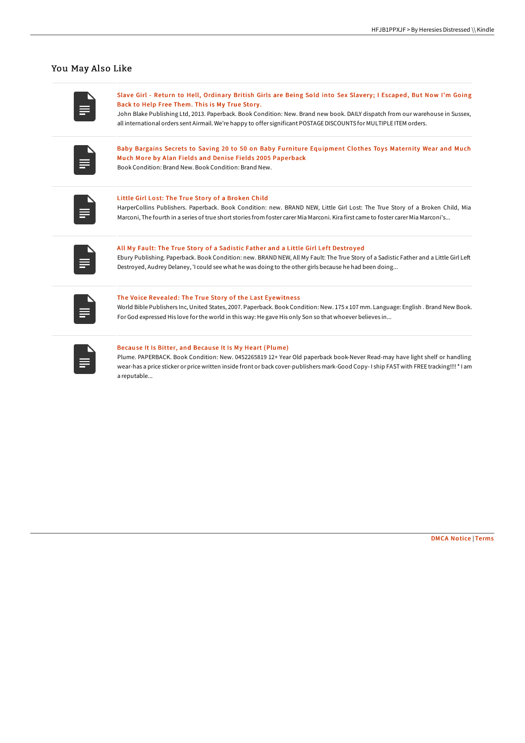## You May Also Like

**Slave Girl - Return to Hell, Ordinary British Girls are Being Sold into Sex Slavery; I Escaped, But Now I'm Going Back to Help Free Them. This is My True Story.**

John Blake Publishing Ltd, 2013. Paperback. Book Condition: New. Brand new book. DAILY dispatch from our warehouse in Sussex, all international orders sent Airmail. We're happy to offer significant POSTAGE DISCOUNTS for MULTIPLE ITEM orders.

**Baby Bargains Secrets to Saving 20 to 50 on Baby Furniture Equipment Clothes Toys Maternity Wear and Much Much More by Alan Fields and Denise Fields 2005 Paperback**

Book Condition: Brand New. Book Condition: Brand New.

**Little Girl Lost: The True Story of a Broken Child**

HarperCollins Publishers. Paperback. Book Condition: new. BRAND NEW, Little Girl Lost: The True Story of a Broken Child, Mia Marconi, The fourth in a series of true short stories from foster carer Mia Marconi. Kira first came to foster carer Mia Marconi's...

**All My Fault: The True Story of a Sadistic Father and a Little Girl Left Destroyed**

Ebury Publishing. Paperback. Book Condition: new. BRAND NEW, All My Fault: The True Story of a Sadistic Father and a Little Girl Left Destroyed, Audrey Delaney, 'I could see what he was doing to the other girls because he had been doing...

**The Voice Revealed: The True Story of the Last Eyewitness**

World Bible Publishers Inc, United States, 2007. Paperback. Book Condition: New. 175 x 107 mm. Language: English . Brand New Book. For God expressed His love for the world in this way: He gave His only Son so that whoever believes in...

**Because It Is Bitter, and Because It Is My Heart (Plume)**

Plume. PAPERBACK. Book Condition: New. 0452265819 12+ Year Old paperback book-Never Read-may have light shelf or handling wear-has a price sticker or price written inside front or back cover-publishers mark-Good Copy- I ship FAST with FREE tracking!!!! * I am a reputable...